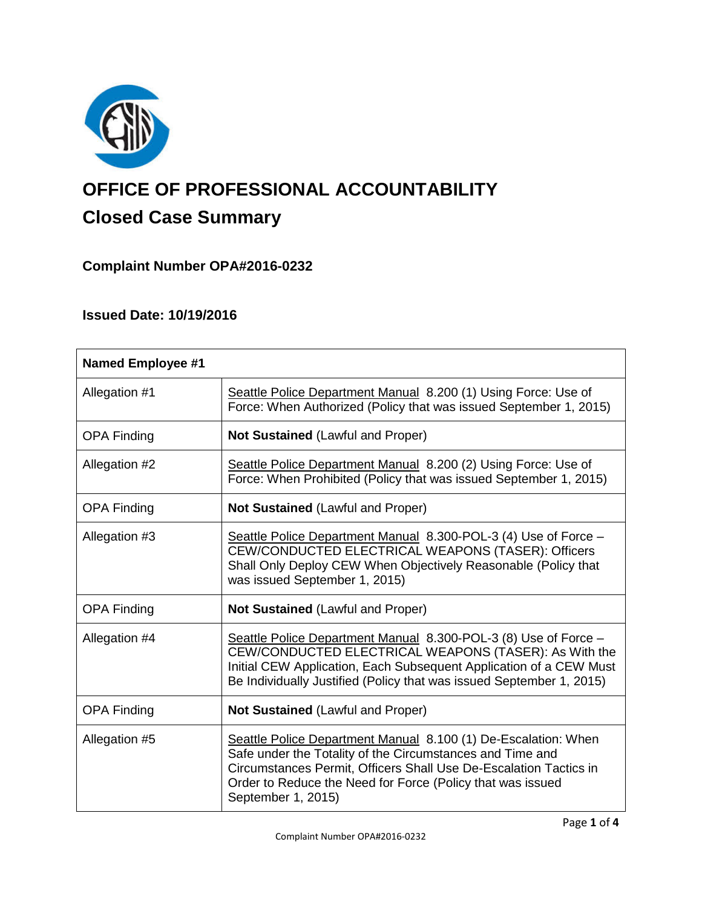# OFFICE OF PROFESSIONAL ACCOUNTABILITY

## Closed Case Summary

### Complaint Number OPA#2016-0232

### Issued Date: 10/19/2016

| Named Employee #1 | |
|---|---|
| Allegation #1 | Seattle Police Department Manual 8.200 (1) Using Force: Use of Force: When Authorized (Policy that was issued September 1, 2015) |
| OPA Finding | **Not Sustained** (Lawful and Proper) |
| Allegation #2 | Seattle Police Department Manual 8.200 (2) Using Force: Use of Force: When Prohibited (Policy that was issued September 1, 2015) |
| OPA Finding | **Not Sustained** (Lawful and Proper) |
| Allegation #3 | Seattle Police Department Manual 8.300-POL-3 (4) Use of Force – CEW/CONDUCTED ELECTRICAL WEAPONS (TASER): Officers Shall Only Deploy CEW When Objectively Reasonable (Policy that was issued September 1, 2015) |
| OPA Finding | **Not Sustained** (Lawful and Proper) |
| Allegation #4 | Seattle Police Department Manual 8.300-POL-3 (8) Use of Force – CEW/CONDUCTED ELECTRICAL WEAPONS (TASER): As With the Initial CEW Application, Each Subsequent Application of a CEW Must Be Individually Justified (Policy that was issued September 1, 2015) |
| OPA Finding | **Not Sustained** (Lawful and Proper) |
| Allegation #5 | Seattle Police Department Manual 8.100 (1) De-Escalation: When Safe under the Totality of the Circumstances and Time and Circumstances Permit, Officers Shall Use De-Escalation Tactics in Order to Reduce the Need for Force (Policy that was issued September 1, 2015) |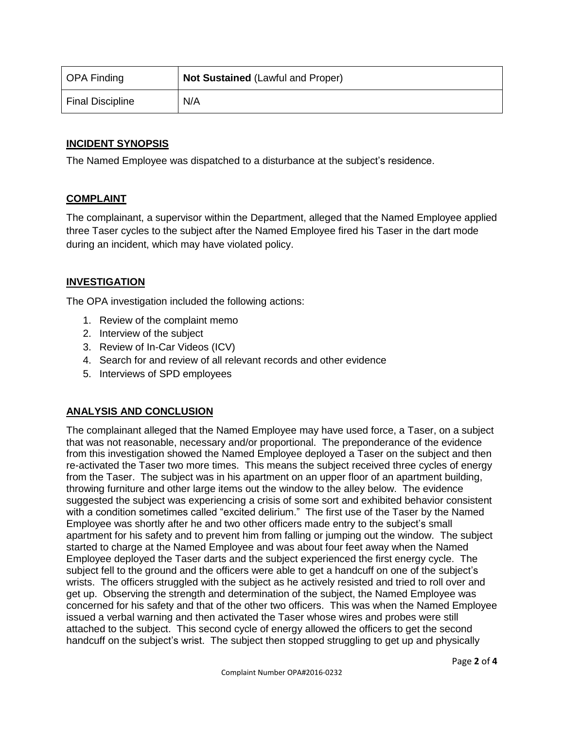| OPA Finding | **Not Sustained** (Lawful and Proper) |
|---|---|
| Final Discipline | N/A |

## INCIDENT SYNOPSIS

The Named Employee was dispatched to a disturbance at the subject's residence.

## COMPLAINT

The complainant, a supervisor within the Department, alleged that the Named Employee applied three Taser cycles to the subject after the Named Employee fired his Taser in the dart mode during an incident, which may have violated policy.

## INVESTIGATION

The OPA investigation included the following actions:

1. Review of the complaint memo
2. Interview of the subject
3. Review of In-Car Videos (ICV)
4. Search for and review of all relevant records and other evidence
5. Interviews of SPD employees

## ANALYSIS AND CONCLUSION

The complainant alleged that the Named Employee may have used force, a Taser, on a subject that was not reasonable, necessary and/or proportional. The preponderance of the evidence from this investigation showed the Named Employee deployed a Taser on the subject and then re-activated the Taser two more times. This means the subject received three cycles of energy from the Taser. The subject was in his apartment on an upper floor of an apartment building, throwing furniture and other large items out the window to the alley below. The evidence suggested the subject was experiencing a crisis of some sort and exhibited behavior consistent with a condition sometimes called "excited delirium." The first use of the Taser by the Named Employee was shortly after he and two other officers made entry to the subject's small apartment for his safety and to prevent him from falling or jumping out the window. The subject started to charge at the Named Employee and was about four feet away when the Named Employee deployed the Taser darts and the subject experienced the first energy cycle. The subject fell to the ground and the officers were able to get a handcuff on one of the subject's wrists. The officers struggled with the subject as he actively resisted and tried to roll over and get up. Observing the strength and determination of the subject, the Named Employee was concerned for his safety and that of the other two officers. This was when the Named Employee issued a verbal warning and then activated the Taser whose wires and probes were still attached to the subject. This second cycle of energy allowed the officers to get the second handcuff on the subject's wrist. The subject then stopped struggling to get up and physically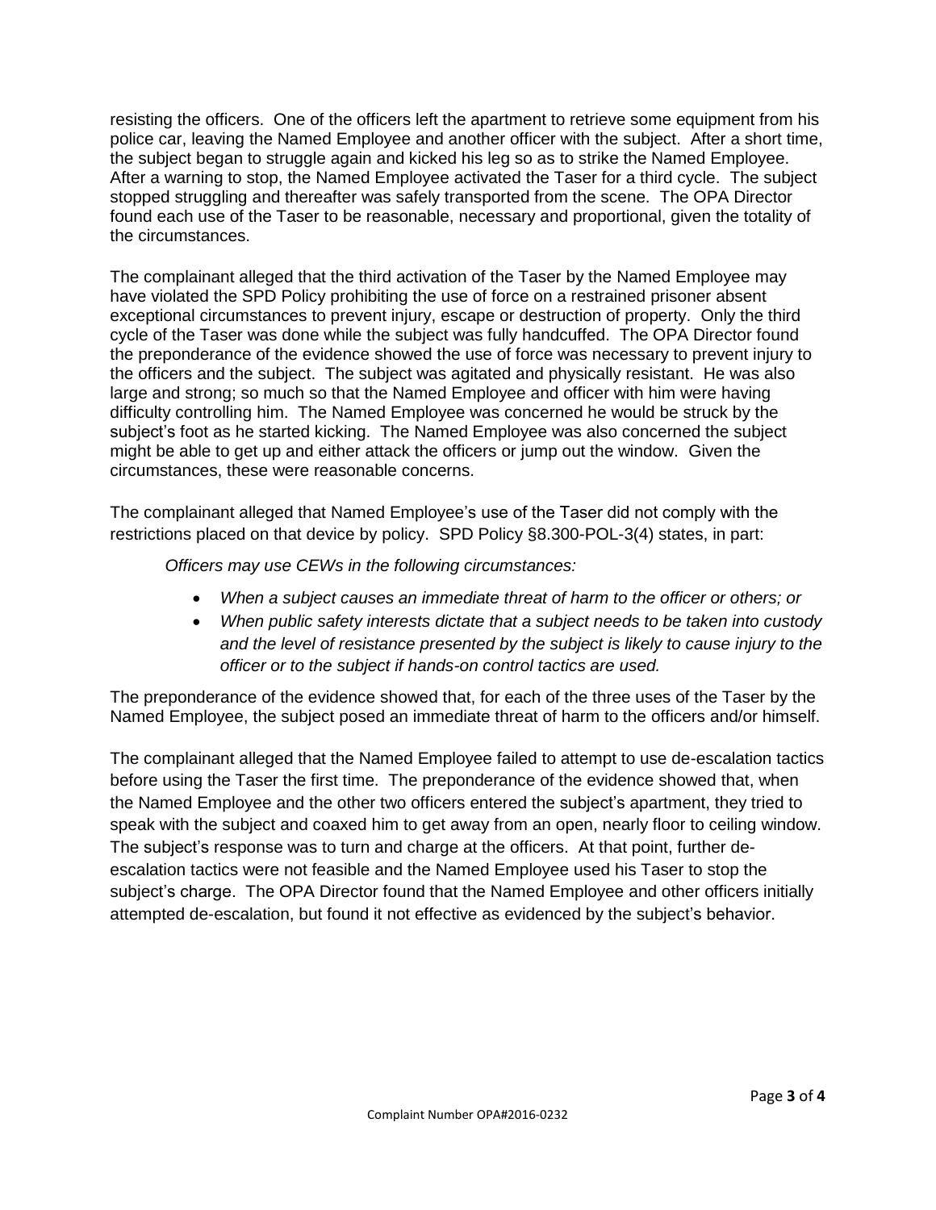resisting the officers. One of the officers left the apartment to retrieve some equipment from his police car, leaving the Named Employee and another officer with the subject. After a short time, the subject began to struggle again and kicked his leg so as to strike the Named Employee. After a warning to stop, the Named Employee activated the Taser for a third cycle. The subject stopped struggling and thereafter was safely transported from the scene. The OPA Director found each use of the Taser to be reasonable, necessary and proportional, given the totality of the circumstances.

The complainant alleged that the third activation of the Taser by the Named Employee may have violated the SPD Policy prohibiting the use of force on a restrained prisoner absent exceptional circumstances to prevent injury, escape or destruction of property. Only the third cycle of the Taser was done while the subject was fully handcuffed. The OPA Director found the preponderance of the evidence showed the use of force was necessary to prevent injury to the officers and the subject. The subject was agitated and physically resistant. He was also large and strong; so much so that the Named Employee and officer with him were having difficulty controlling him. The Named Employee was concerned he would be struck by the subject's foot as he started kicking. The Named Employee was also concerned the subject might be able to get up and either attack the officers or jump out the window. Given the circumstances, these were reasonable concerns.

The complainant alleged that Named Employee's use of the Taser did not comply with the restrictions placed on that device by policy. SPD Policy §8.300-POL-3(4) states, in part:

> *Officers may use CEWs in the following circumstances:*
>
> - *When a subject causes an immediate threat of harm to the officer or others; or*
> - *When public safety interests dictate that a subject needs to be taken into custody and the level of resistance presented by the subject is likely to cause injury to the officer or to the subject if hands-on control tactics are used.*

The preponderance of the evidence showed that, for each of the three uses of the Taser by the Named Employee, the subject posed an immediate threat of harm to the officers and/or himself.

The complainant alleged that the Named Employee failed to attempt to use de-escalation tactics before using the Taser the first time. The preponderance of the evidence showed that, when the Named Employee and the other two officers entered the subject's apartment, they tried to speak with the subject and coaxed him to get away from an open, nearly floor to ceiling window. The subject's response was to turn and charge at the officers. At that point, further de-escalation tactics were not feasible and the Named Employee used his Taser to stop the subject's charge. The OPA Director found that the Named Employee and other officers initially attempted de-escalation, but found it not effective as evidenced by the subject's behavior.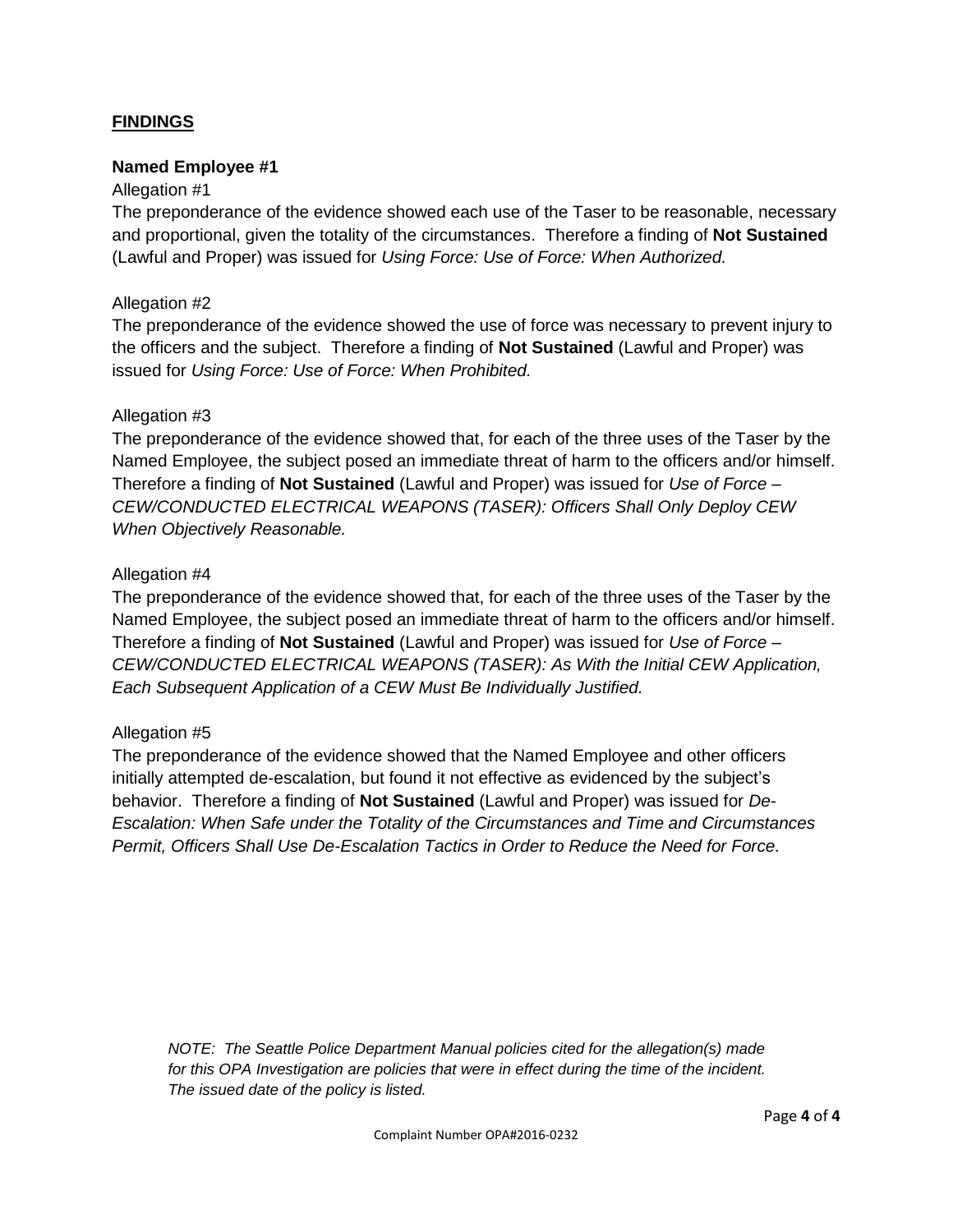## FINDINGS

### Named Employee #1

Allegation #1

The preponderance of the evidence showed each use of the Taser to be reasonable, necessary and proportional, given the totality of the circumstances. Therefore a finding of **Not Sustained** (Lawful and Proper) was issued for *Using Force: Use of Force: When Authorized.*

Allegation #2

The preponderance of the evidence showed the use of force was necessary to prevent injury to the officers and the subject. Therefore a finding of **Not Sustained** (Lawful and Proper) was issued for *Using Force: Use of Force: When Prohibited.*

Allegation #3

The preponderance of the evidence showed that, for each of the three uses of the Taser by the Named Employee, the subject posed an immediate threat of harm to the officers and/or himself. Therefore a finding of **Not Sustained** (Lawful and Proper) was issued for *Use of Force – CEW/CONDUCTED ELECTRICAL WEAPONS (TASER): Officers Shall Only Deploy CEW When Objectively Reasonable.*

Allegation #4

The preponderance of the evidence showed that, for each of the three uses of the Taser by the Named Employee, the subject posed an immediate threat of harm to the officers and/or himself. Therefore a finding of **Not Sustained** (Lawful and Proper) was issued for *Use of Force – CEW/CONDUCTED ELECTRICAL WEAPONS (TASER): As With the Initial CEW Application, Each Subsequent Application of a CEW Must Be Individually Justified.*

Allegation #5

The preponderance of the evidence showed that the Named Employee and other officers initially attempted de-escalation, but found it not effective as evidenced by the subject's behavior. Therefore a finding of **Not Sustained** (Lawful and Proper) was issued for *De-Escalation: When Safe under the Totality of the Circumstances and Time and Circumstances Permit, Officers Shall Use De-Escalation Tactics in Order to Reduce the Need for Force.*

*NOTE: The Seattle Police Department Manual policies cited for the allegation(s) made for this OPA Investigation are policies that were in effect during the time of the incident. The issued date of the policy is listed.*

Complaint Number OPA#2016-0232